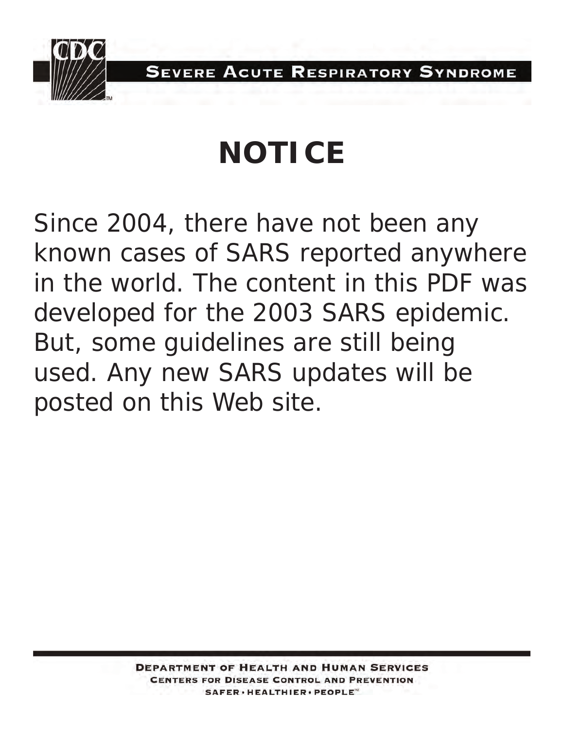SEVERE ACUTE RESPIRATORY SYNDROME

# NOTICE

Since 2004, there have not been any known cases of SARS reported anywhere in the world. The content in this PDF was developed for the 2003 SARS epidemic. But, some guidelines are still being used. Any new SARS updates will be posted on this Web site.

DEPARTMENT OF HEALTH AND HUMAN SERVICES
CENTERS FOR DISEASE CONTROL AND PREVENTION
SAFER • HEALTHIER • PEOPLE™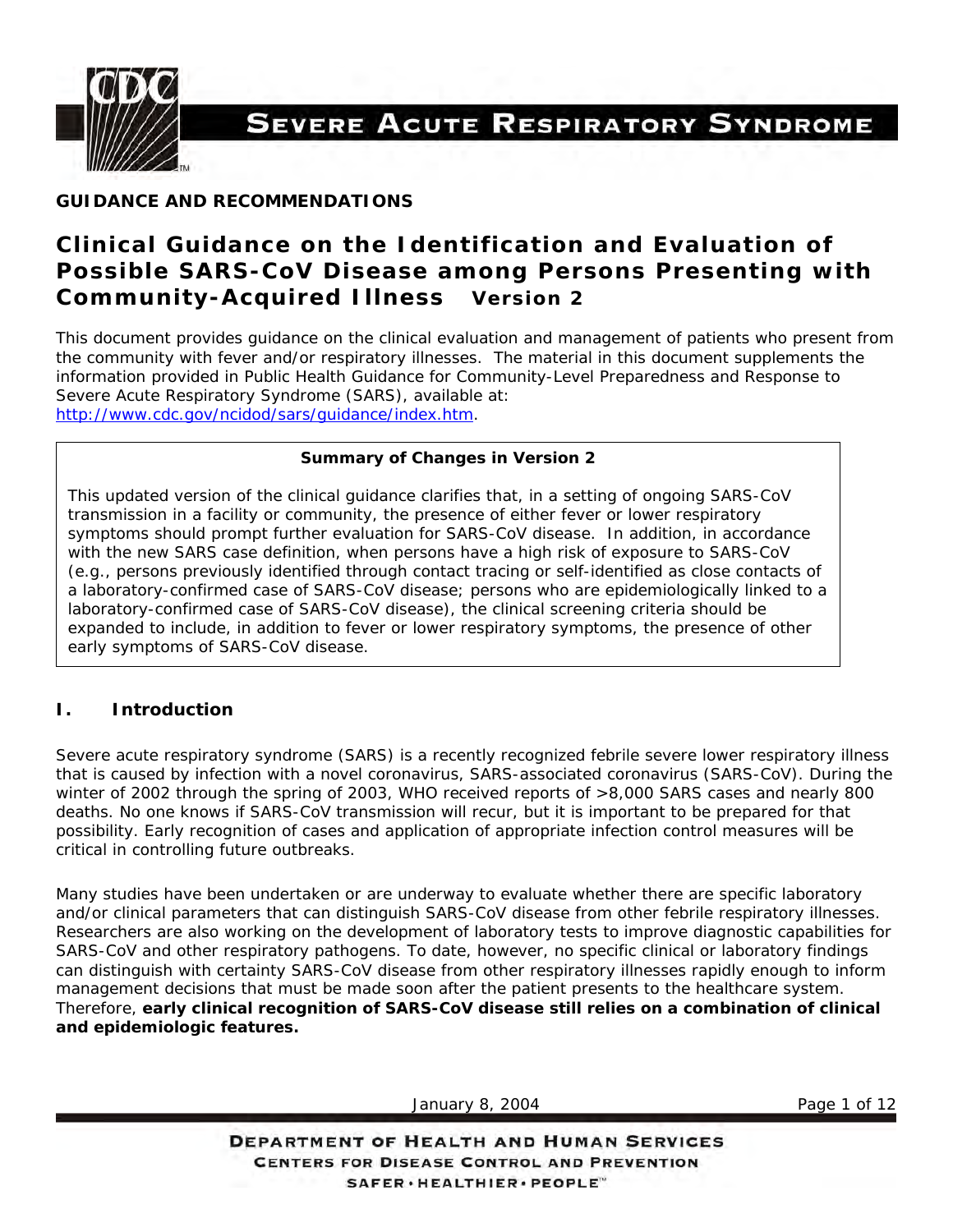# SEVERE ACUTE RESPIRATORY SYNDROME

**GUIDANCE AND RECOMMENDATIONS**

## Clinical Guidance on the Identification and Evaluation of Possible SARS-CoV Disease among Persons Presenting with Community-Acquired Illness Version 2

This document provides guidance on the clinical evaluation and management of patients who present from the community with fever and/or respiratory illnesses. The material in this document supplements the information provided in Public Health Guidance for Community-Level Preparedness and Response to Severe Acute Respiratory Syndrome (SARS), available at: http://www.cdc.gov/ncidod/sars/guidance/index.htm.

**Summary of Changes in Version 2**

This updated version of the clinical guidance clarifies that, in a setting of ongoing SARS-CoV transmission in a facility or community, the presence of either fever or lower respiratory symptoms should prompt further evaluation for SARS-CoV disease. In addition, in accordance with the new SARS case definition, when persons have a high risk of exposure to SARS-CoV (e.g., persons previously identified through contact tracing or self-identified as close contacts of a laboratory-confirmed case of SARS-CoV disease; persons who are epidemiologically linked to a laboratory-confirmed case of SARS-CoV disease), the clinical screening criteria should be expanded to include, in addition to fever or lower respiratory symptoms, the presence of other early symptoms of SARS-CoV disease.

### I. Introduction

Severe acute respiratory syndrome (SARS) is a recently recognized febrile severe lower respiratory illness that is caused by infection with a novel coronavirus, SARS-associated coronavirus (SARS-CoV). During the winter of 2002 through the spring of 2003, WHO received reports of >8,000 SARS cases and nearly 800 deaths. No one knows if SARS-CoV transmission will recur, but it is important to be prepared for that possibility. Early recognition of cases and application of appropriate infection control measures will be critical in controlling future outbreaks.

Many studies have been undertaken or are underway to evaluate whether there are specific laboratory and/or clinical parameters that can distinguish SARS-CoV disease from other febrile respiratory illnesses. Researchers are also working on the development of laboratory tests to improve diagnostic capabilities for SARS-CoV and other respiratory pathogens. To date, however, no specific clinical or laboratory findings can distinguish with certainty SARS-CoV disease from other respiratory illnesses rapidly enough to inform management decisions that must be made soon after the patient presents to the healthcare system. Therefore, **early clinical recognition of SARS-CoV disease still relies on a combination of clinical and epidemiologic features.**

January 8, 2004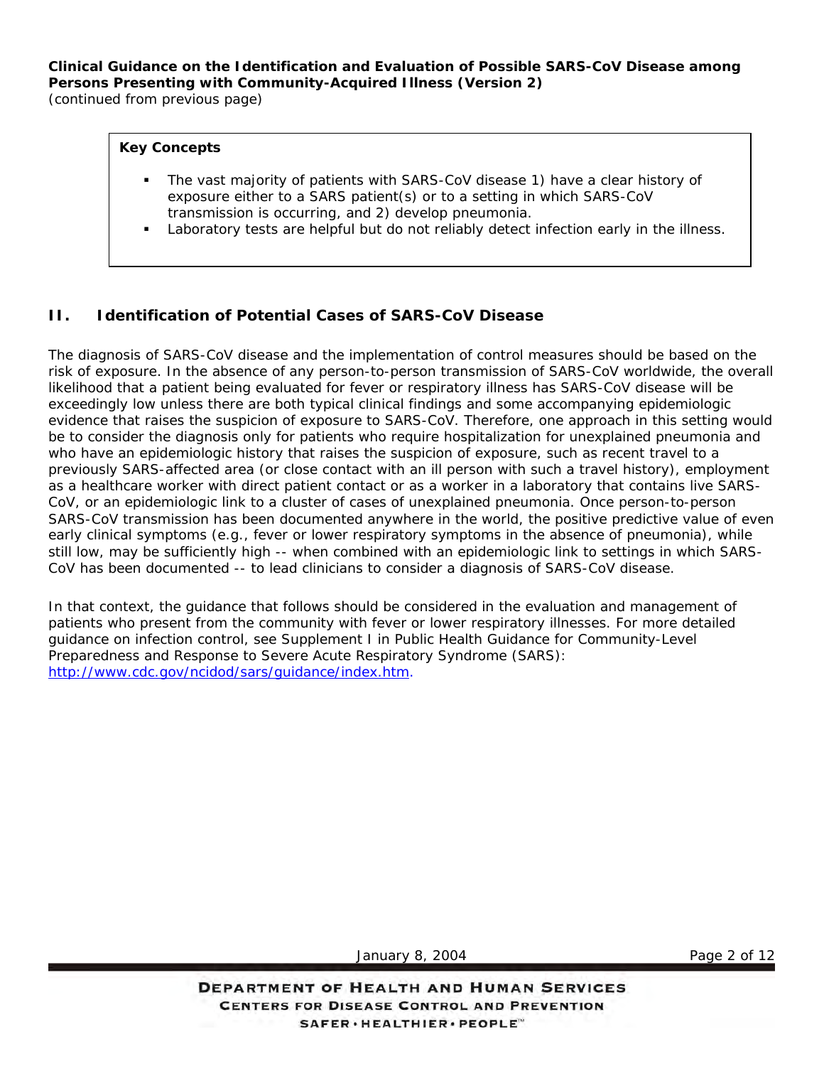**Key Concepts**

- The vast majority of patients with SARS-CoV disease 1) have a clear history of exposure either to a SARS patient(s) or to a setting in which SARS-CoV transmission is occurring, and 2) develop pneumonia.
- Laboratory tests are helpful but do not reliably detect infection early in the illness.

## II. Identification of Potential Cases of SARS-CoV Disease

The diagnosis of SARS-CoV disease and the implementation of control measures should be based on the risk of exposure. In the absence of any person-to-person transmission of SARS-CoV worldwide, the overall likelihood that a patient being evaluated for fever or respiratory illness has SARS-CoV disease will be exceedingly low unless there are both typical clinical findings and some accompanying epidemiologic evidence that raises the suspicion of exposure to SARS-CoV. Therefore, one approach in this setting would be to consider the diagnosis only for patients who require hospitalization for unexplained pneumonia and who have an epidemiologic history that raises the suspicion of exposure, such as recent travel to a previously SARS-affected area (or close contact with an ill person with such a travel history), employment as a healthcare worker with direct patient contact or as a worker in a laboratory that contains live SARS-CoV, or an epidemiologic link to a cluster of cases of unexplained pneumonia. Once person-to-person SARS-CoV transmission has been documented anywhere in the world, the positive predictive value of even early clinical symptoms (e.g., fever or lower respiratory symptoms in the absence of pneumonia), while still low, may be sufficiently high -- when combined with an epidemiologic link to settings in which SARS-CoV has been documented -- to lead clinicians to consider a diagnosis of SARS-CoV disease.

In that context, the guidance that follows should be considered in the evaluation and management of patients who present from the community with fever or lower respiratory illnesses. For more detailed guidance on infection control, see Supplement I in Public Health Guidance for Community-Level Preparedness and Response to Severe Acute Respiratory Syndrome (SARS): [http://www.cdc.gov/ncidod/sars/guidance/index.htm](http://www.cdc.gov/ncidod/sars/guidance/index.htm).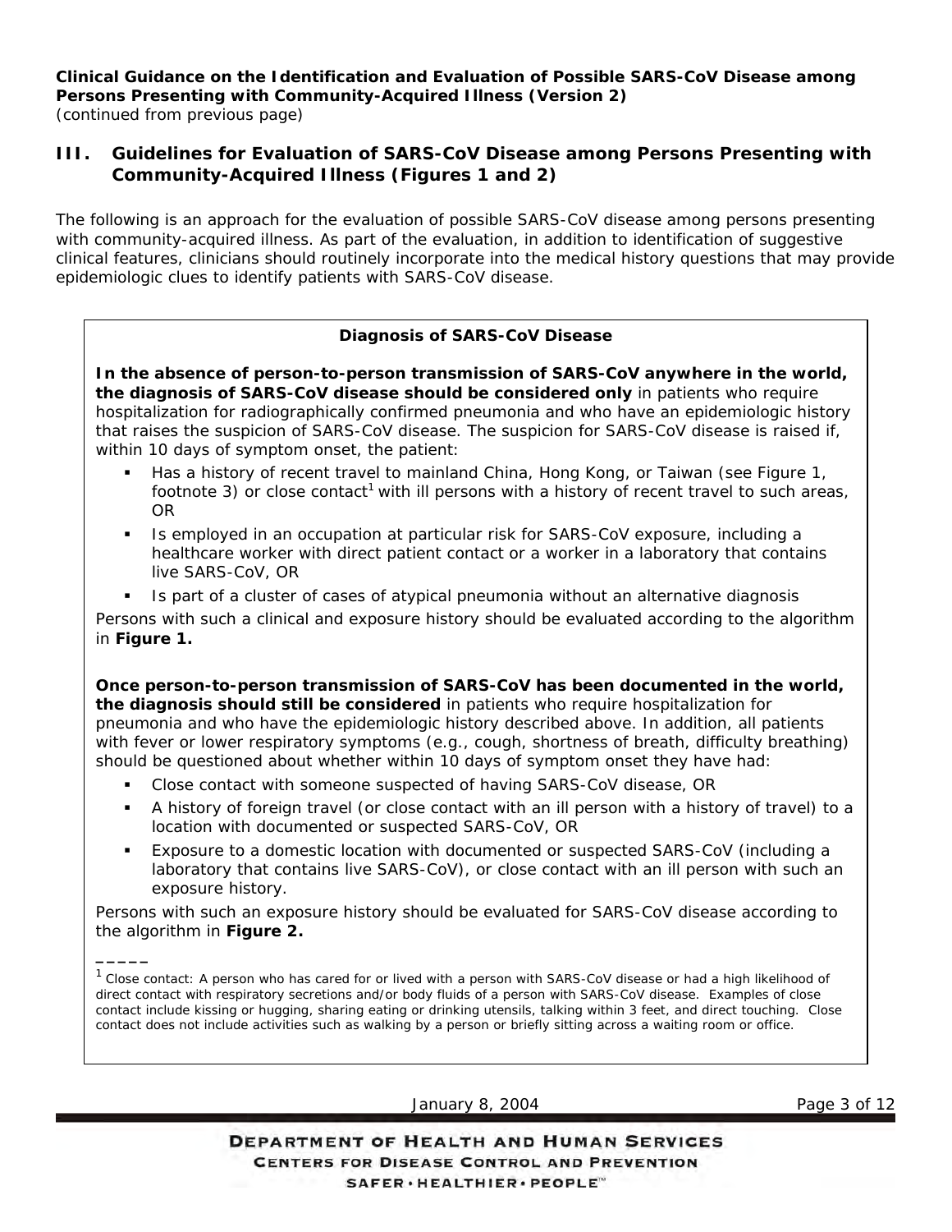**Clinical Guidance on the Identification and Evaluation of Possible SARS-CoV Disease among Persons Presenting with Community-Acquired Illness (Version 2)**
*(continued from previous page)*

## III. Guidelines for Evaluation of SARS-CoV Disease among Persons Presenting with Community-Acquired Illness (Figures 1 and 2)

The following is an approach for the evaluation of possible SARS-CoV disease among persons presenting with community-acquired illness. As part of the evaluation, in addition to identification of suggestive clinical features, clinicians should routinely incorporate into the medical history questions that may provide epidemiologic clues to identify patients with SARS-CoV disease.

### Diagnosis of SARS-CoV Disease

**In the absence of person-to-person transmission of SARS-CoV anywhere in the world, the diagnosis of SARS-CoV disease should be considered only** in patients who require hospitalization for radiographically confirmed pneumonia and who have an epidemiologic history that raises the suspicion of SARS-CoV disease. The suspicion for SARS-CoV disease is raised if, within 10 days of symptom onset, the patient:

- Has a history of recent travel to mainland China, Hong Kong, or Taiwan (see Figure 1, footnote 3) or close contact[1] with ill persons with a history of recent travel to such areas, OR
- Is employed in an occupation at particular risk for SARS-CoV exposure, including a healthcare worker with direct patient contact or a worker in a laboratory that contains live SARS-CoV, OR
- Is part of a cluster of cases of atypical pneumonia without an alternative diagnosis

Persons with such a clinical and exposure history should be evaluated according to the algorithm in **Figure 1.**

**Once person-to-person transmission of SARS-CoV has been documented in the world, the diagnosis should still be considered** in patients who require hospitalization for pneumonia and who have the epidemiologic history described above. In addition, all patients with fever or lower respiratory symptoms (e.g., cough, shortness of breath, difficulty breathing) should be questioned about whether within 10 days of symptom onset they have had:

- Close contact with someone suspected of having SARS-CoV disease, OR
- A history of foreign travel (or close contact with an ill person with a history of travel) to a location with documented or suspected SARS-CoV, OR
- Exposure to a domestic location with documented or suspected SARS-CoV (including a laboratory that contains live SARS-CoV), or close contact with an ill person with such an exposure history.

Persons with such an exposure history should be evaluated for SARS-CoV disease according to the algorithm in **Figure 2.**

_____

[1] Close contact: A person who has cared for or lived with a person with SARS-CoV disease or had a high likelihood of direct contact with respiratory secretions and/or body fluids of a person with SARS-CoV disease. Examples of close contact include kissing or hugging, sharing eating or drinking utensils, talking within 3 feet, and direct touching. Close contact does not include activities such as walking by a person or briefly sitting across a waiting room or office.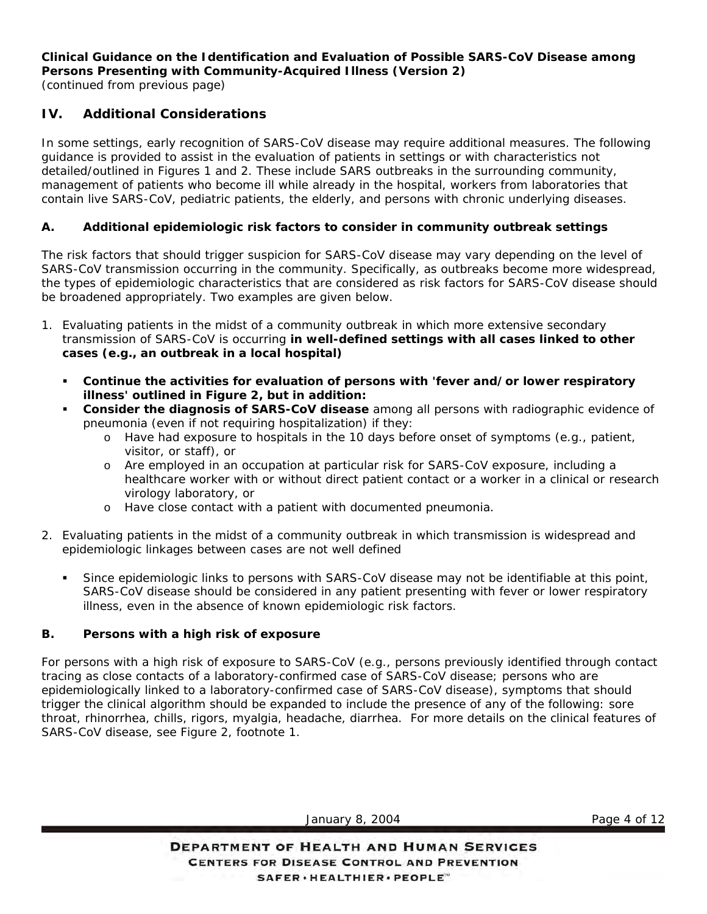**Clinical Guidance on the Identification and Evaluation of Possible SARS-CoV Disease among Persons Presenting with Community-Acquired Illness (Version 2)**
*(continued from previous page)*

## IV. Additional Considerations

In some settings, early recognition of SARS-CoV disease may require additional measures. The following guidance is provided to assist in the evaluation of patients in settings or with characteristics not detailed/outlined in Figures 1 and 2. These include SARS outbreaks in the surrounding community, management of patients who become ill while already in the hospital, workers from laboratories that contain live SARS-CoV, pediatric patients, the elderly, and persons with chronic underlying diseases.

### A. Additional epidemiologic risk factors to consider in community outbreak settings

The risk factors that should trigger suspicion for SARS-CoV disease may vary depending on the level of SARS-CoV transmission occurring in the community. Specifically, as outbreaks become more widespread, the types of epidemiologic characteristics that are considered as risk factors for SARS-CoV disease should be broadened appropriately. Two examples are given below.

1. Evaluating patients in the midst of a community outbreak in which more extensive secondary transmission of SARS-CoV is occurring **in well-defined settings with all cases linked to other cases (e.g., an outbreak in a local hospital)**
   - **Continue the activities for evaluation of persons with 'fever and/or lower respiratory illness' outlined in Figure 2, but in addition:**
   - **Consider the diagnosis of SARS-CoV disease** among all persons with radiographic evidence of pneumonia (even if not requiring hospitalization) if they:
     - Have had exposure to hospitals in the 10 days before onset of symptoms (e.g., patient, visitor, or staff), or
     - Are employed in an occupation at particular risk for SARS-CoV exposure, including a healthcare worker with or without direct patient contact or a worker in a clinical or research virology laboratory, or
     - Have close contact with a patient with documented pneumonia.

2. Evaluating patients in the midst of a community outbreak in which transmission is widespread and epidemiologic linkages between cases are not well defined
   - Since epidemiologic links to persons with SARS-CoV disease may not be identifiable at this point, SARS-CoV disease should be considered in any patient presenting with fever or lower respiratory illness, even in the absence of known epidemiologic risk factors.

### B. Persons with a high risk of exposure

For persons with a high risk of exposure to SARS-CoV (e.g., persons previously identified through contact tracing as close contacts of a laboratory-confirmed case of SARS-CoV disease; persons who are epidemiologically linked to a laboratory-confirmed case of SARS-CoV disease), symptoms that should trigger the clinical algorithm should be expanded to include the presence of any of the following: sore throat, rhinorrhea, chills, rigors, myalgia, headache, diarrhea. For more details on the clinical features of SARS-CoV disease, see Figure 2, footnote 1.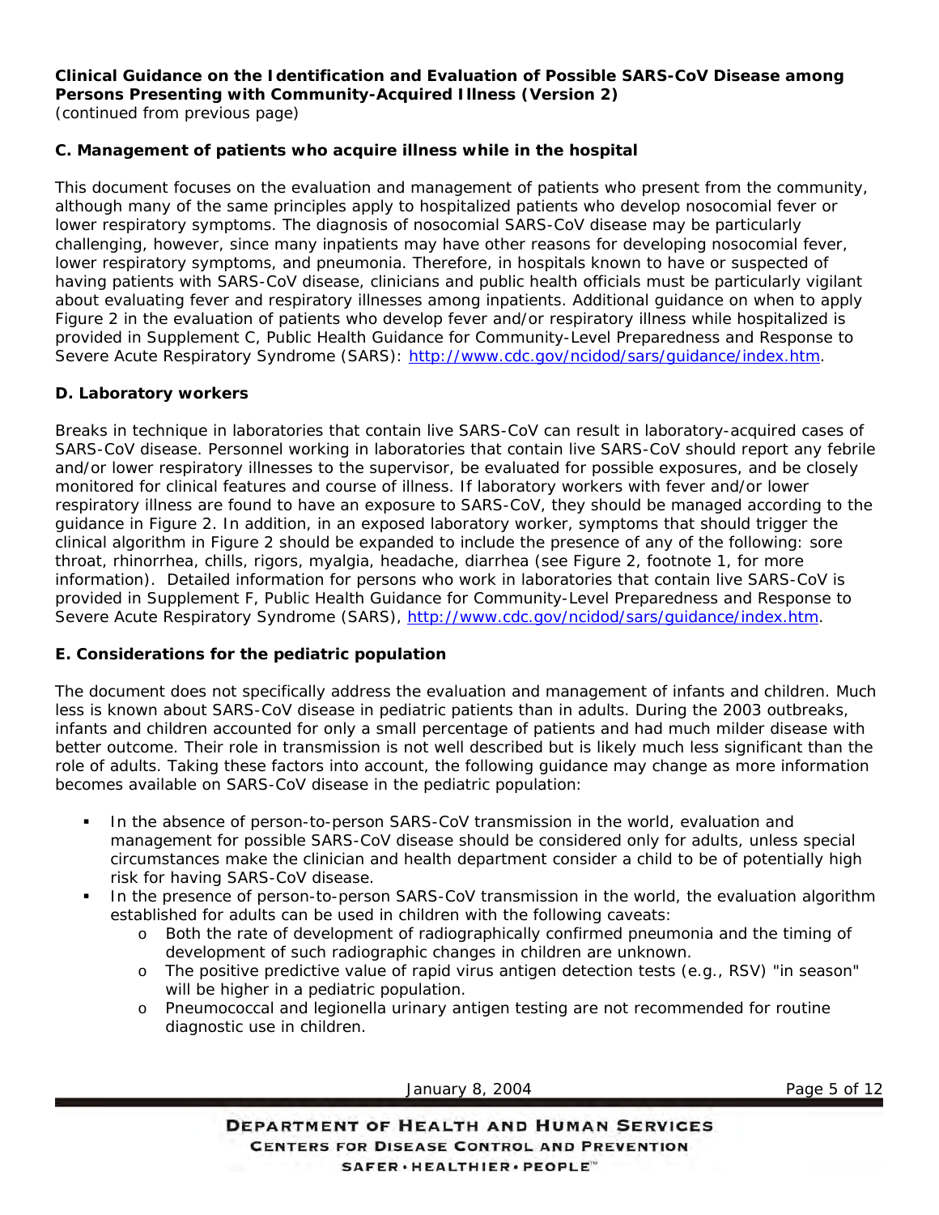**Clinical Guidance on the Identification and Evaluation of Possible SARS-CoV Disease among Persons Presenting with Community-Acquired Illness (Version 2)**
*(continued from previous page)*

### C. Management of patients who acquire illness while in the hospital

This document focuses on the evaluation and management of patients who present from the community, although many of the same principles apply to hospitalized patients who develop nosocomial fever or lower respiratory symptoms. The diagnosis of nosocomial SARS-CoV disease may be particularly challenging, however, since many inpatients may have other reasons for developing nosocomial fever, lower respiratory symptoms, and pneumonia. Therefore, in hospitals known to have or suspected of having patients with SARS-CoV disease, clinicians and public health officials must be particularly vigilant about evaluating fever and respiratory illnesses among inpatients. Additional guidance on when to apply Figure 2 in the evaluation of patients who develop fever and/or respiratory illness while hospitalized is provided in Supplement C, Public Health Guidance for Community-Level Preparedness and Response to Severe Acute Respiratory Syndrome (SARS): http://www.cdc.gov/ncidod/sars/guidance/index.htm.

### D. Laboratory workers

Breaks in technique in laboratories that contain live SARS-CoV can result in laboratory-acquired cases of SARS-CoV disease. Personnel working in laboratories that contain live SARS-CoV should report any febrile and/or lower respiratory illnesses to the supervisor, be evaluated for possible exposures, and be closely monitored for clinical features and course of illness. If laboratory workers with fever and/or lower respiratory illness are found to have an exposure to SARS-CoV, they should be managed according to the guidance in Figure 2. In addition, in an exposed laboratory worker, symptoms that should trigger the clinical algorithm in Figure 2 should be expanded to include the presence of any of the following: sore throat, rhinorrhea, chills, rigors, myalgia, headache, diarrhea (see Figure 2, footnote 1, for more information). Detailed information for persons who work in laboratories that contain live SARS-CoV is provided in Supplement F, Public Health Guidance for Community-Level Preparedness and Response to Severe Acute Respiratory Syndrome (SARS), http://www.cdc.gov/ncidod/sars/guidance/index.htm.

### E. Considerations for the pediatric population

The document does not specifically address the evaluation and management of infants and children. Much less is known about SARS-CoV disease in pediatric patients than in adults. During the 2003 outbreaks, infants and children accounted for only a small percentage of patients and had much milder disease with better outcome. Their role in transmission is not well described but is likely much less significant than the role of adults. Taking these factors into account, the following guidance may change as more information becomes available on SARS-CoV disease in the pediatric population:

- In the absence of person-to-person SARS-CoV transmission in the world, evaluation and management for possible SARS-CoV disease should be considered only for adults, unless special circumstances make the clinician and health department consider a child to be of potentially high risk for having SARS-CoV disease.
- In the presence of person-to-person SARS-CoV transmission in the world, the evaluation algorithm established for adults can be used in children with the following caveats:
  - Both the rate of development of radiographically confirmed pneumonia and the timing of development of such radiographic changes in children are unknown.
  - The positive predictive value of rapid virus antigen detection tests (e.g., RSV) "in season" will be higher in a pediatric population.
  - Pneumococcal and legionella urinary antigen testing are not recommended for routine diagnostic use in children.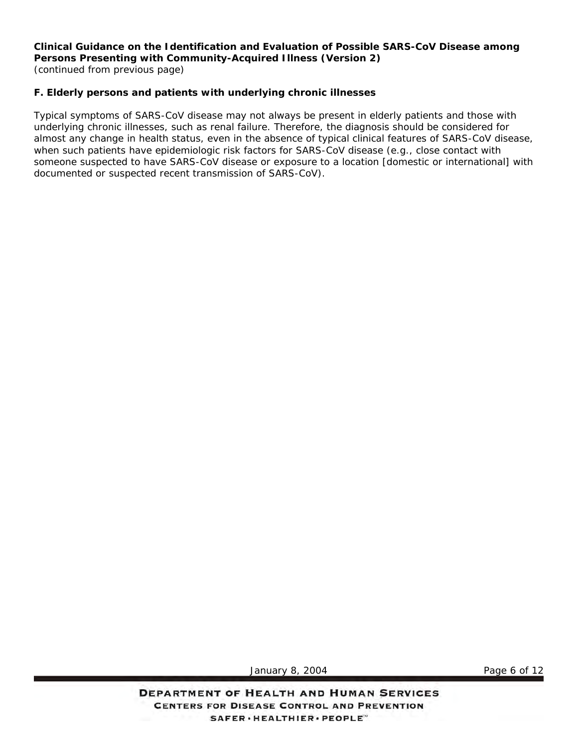**Clinical Guidance on the Identification and Evaluation of Possible SARS-CoV Disease among Persons Presenting with Community-Acquired Illness (Version 2)**
*(continued from previous page)*

### F. Elderly persons and patients with underlying chronic illnesses

Typical symptoms of SARS-CoV disease may not always be present in elderly patients and those with underlying chronic illnesses, such as renal failure. Therefore, the diagnosis should be considered for almost any change in health status, even in the absence of typical clinical features of SARS-CoV disease, when such patients have epidemiologic risk factors for SARS-CoV disease (e.g., close contact with someone suspected to have SARS-CoV disease or exposure to a location [domestic or international] with documented or suspected recent transmission of SARS-CoV).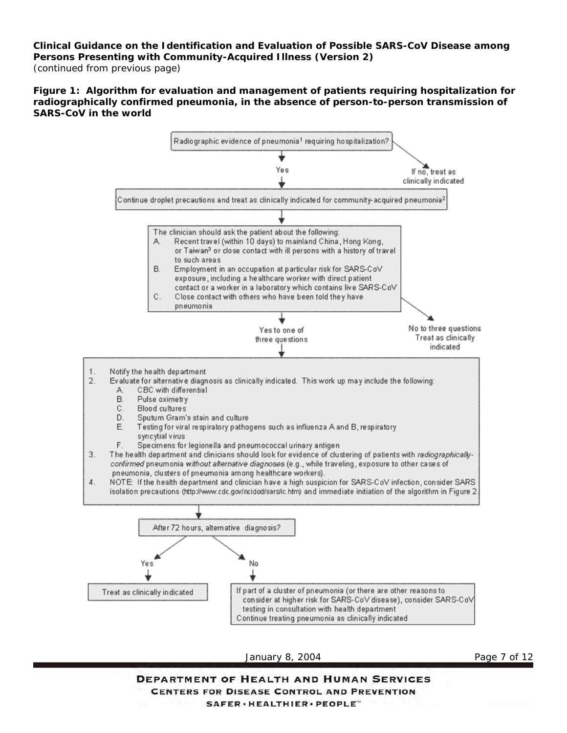**Clinical Guidance on the Identification and Evaluation of Possible SARS-CoV Disease among Persons Presenting with Community-Acquired Illness (Version 2)**
*(continued from previous page)*

**Figure 1: Algorithm for evaluation and management of patients requiring hospitalization for radiographically confirmed pneumonia, in the absence of person-to-person transmission of SARS-CoV in the world**

Radiographic evidence of pneumonia[1] requiring hospitalization?

- If no, treat as clinically indicated
- Yes ↓

Continue droplet precautions and treat as clinically indicated for community-acquired pneumonia[2]

↓

The clinician should ask the patient about the following:

A. Recent travel (within 10 days) to mainland China, Hong Kong, or Taiwan[3] or close contact with ill persons with a history of travel to such areas

B. Employment in an occupation at particular risk for SARS-CoV exposure, including a healthcare worker with direct patient contact or a worker in a laboratory which contains live SARS-CoV

C. Close contact with others who have been told they have pneumonia

- No to three questions: Treat as clinically indicated
- Yes to one of three questions ↓

1. Notify the health department
2. Evaluate for alternative diagnosis as clinically indicated. This work up may include the following:
   - A. CBC with differential
   - B. Pulse oximetry
   - C. Blood cultures
   - D. Sputum Gram's stain and culture
   - E. Testing for viral respiratory pathogens such as influenza A and B, respiratory syncytial virus
   - F. Specimens for legionella and pneumococcal urinary antigen
3. The health department and clinicians should look for evidence of clustering of patients with *radiographically-confirmed* pneumonia *without alternative diagnoses* (e.g., while traveling, exposure to other cases of pneumonia, clusters of pneumonia among healthcare workers).
4. NOTE: If the health department and clinician have a high suspicion for SARS-CoV infection, consider SARS isolation precautions (http://www.cdc.gov/ncidod/sars/ic.htm) and immediate initiation of the algorithm in Figure 2.

↓

After 72 hours, alternative diagnosis?

- Yes → Treat as clinically indicated
- No → If part of a cluster of pneumonia (or there are other reasons to consider at higher risk for SARS-CoV disease), consider SARS-CoV testing in consultation with health department. Continue treating pneumonia as clinically indicated

January 8, 2004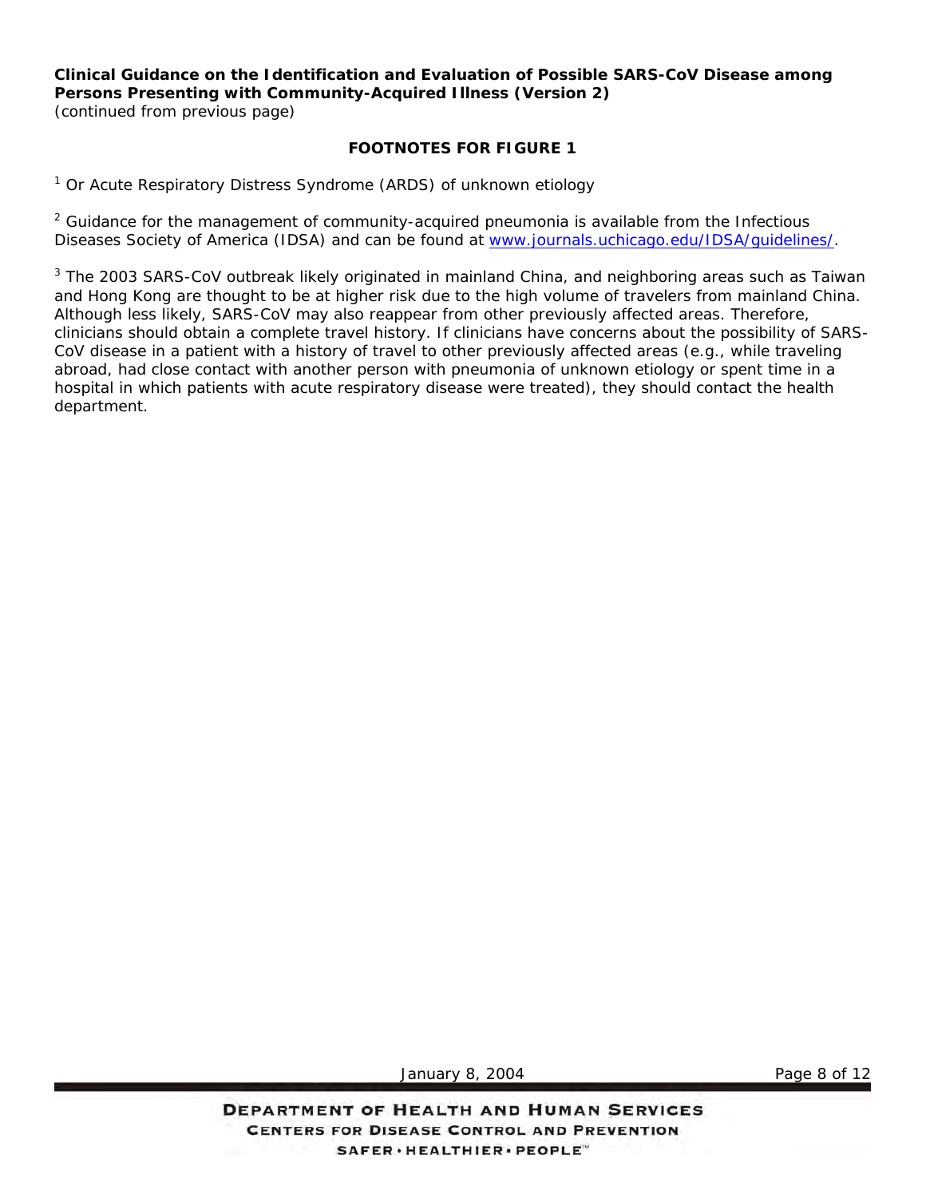**Clinical Guidance on the Identification and Evaluation of Possible SARS-CoV Disease among Persons Presenting with Community-Acquired Illness (Version 2)**
*(continued from previous page)*

## FOOTNOTES FOR FIGURE 1

[1] Or Acute Respiratory Distress Syndrome (ARDS) of unknown etiology

[2] Guidance for the management of community-acquired pneumonia is available from the Infectious Diseases Society of America (IDSA) and can be found at www.journals.uchicago.edu/IDSA/guidelines/.

[3] The 2003 SARS-CoV outbreak likely originated in mainland China, and neighboring areas such as Taiwan and Hong Kong are thought to be at higher risk due to the high volume of travelers from mainland China. Although less likely, SARS-CoV may also reappear from other previously affected areas. Therefore, clinicians should obtain a complete travel history. If clinicians have concerns about the possibility of SARS-CoV disease in a patient with a history of travel to other previously affected areas (e.g., while traveling abroad, had close contact with another person with pneumonia of unknown etiology or spent time in a hospital in which patients with acute respiratory disease were treated), they should contact the health department.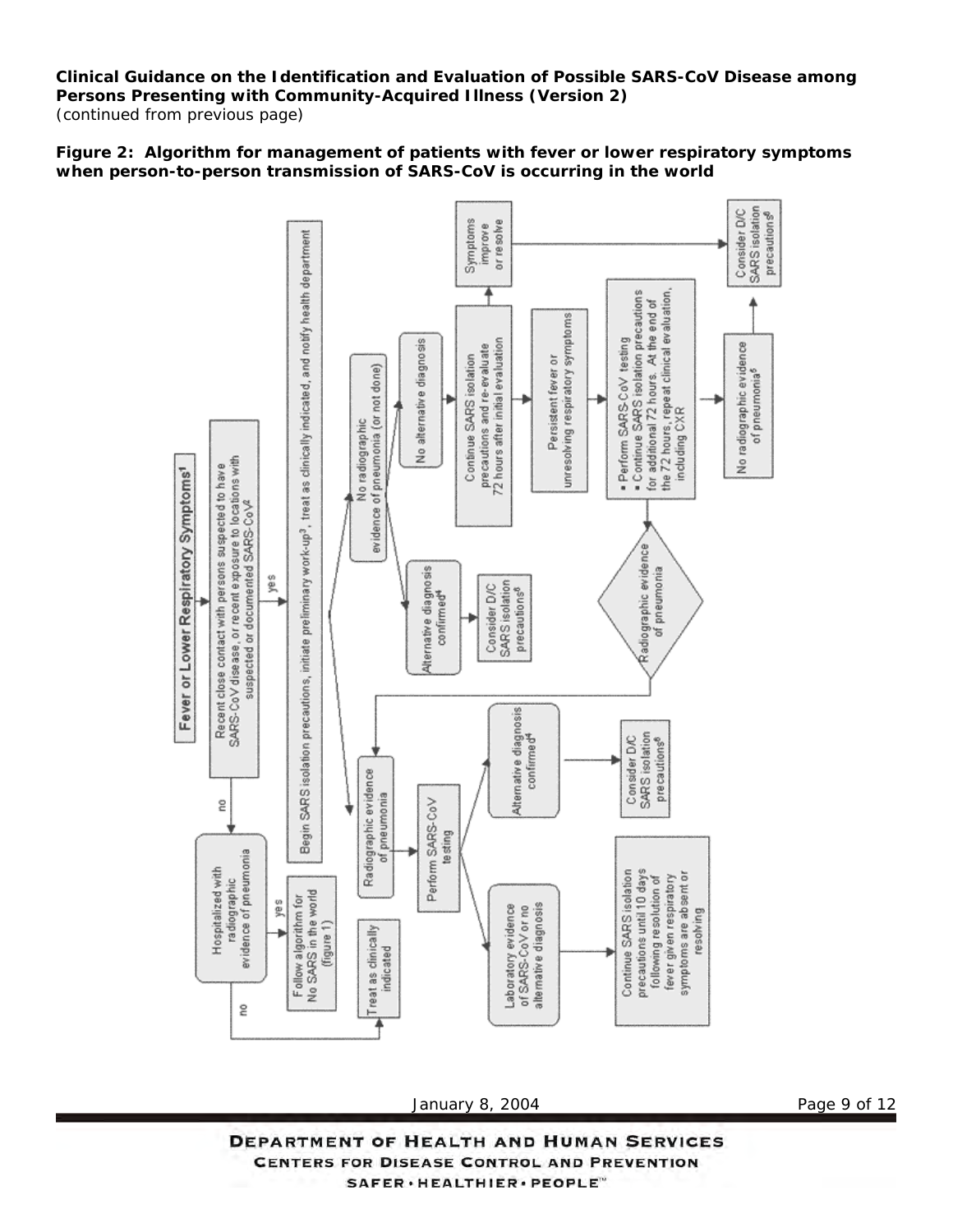**Figure 2: Algorithm for management of patients with fever or lower respiratory symptoms when person-to-person transmission of SARS-CoV is occurring in the world**

- **Fever or Lower Respiratory Symptoms[1]**
  - Recent close contact with persons suspected to have SARS-CoV disease, or recent exposure to locations with suspected or documented SARS-CoV[2]
    - **no** → Hospitalized with radiographic evidence of pneumonia
      - **yes** → Follow algorithm for No SARS in the world (figure 1)
      - **no** → Treat as clinically indicated
    - **yes** → Begin SARS isolation precautions, initiate preliminary work-up[3], treat as clinically indicated, and notify health department
      - Radiographic evidence of pneumonia → Perform SARS-CoV testing
        - Alternative diagnosis confirmed[4] → Consider D/C SARS isolation precautions[6]
        - Laboratory evidence of SARS-CoV or no alternative diagnosis → Continue SARS isolation precautions until 10 days following resolution of fever given respiratory symptoms are absent or resolving
      - No radiographic evidence of pneumonia (or not done)
        - Alternative diagnosis confirmed[4] → Consider D/C SARS isolation precautions[6]
        - No alternative diagnosis → Continue SARS isolation precautions and re-evaluate 72 hours after initial evaluation
          - Symptoms improve or resolve → Consider D/C SARS isolation precautions[6]
          - Persistent fever or unresolving respiratory symptoms →
            - Perform SARS-CoV testing
            - Continue SARS isolation precautions for additional 72 hours. At the end of the 72 hours, repeat clinical evaluation, including CXR
              - Radiographic evidence of pneumonia → (go to "Radiographic evidence of pneumonia" above)
              - No radiographic evidence of pneumonia[5] → Consider D/C SARS isolation precautions[6]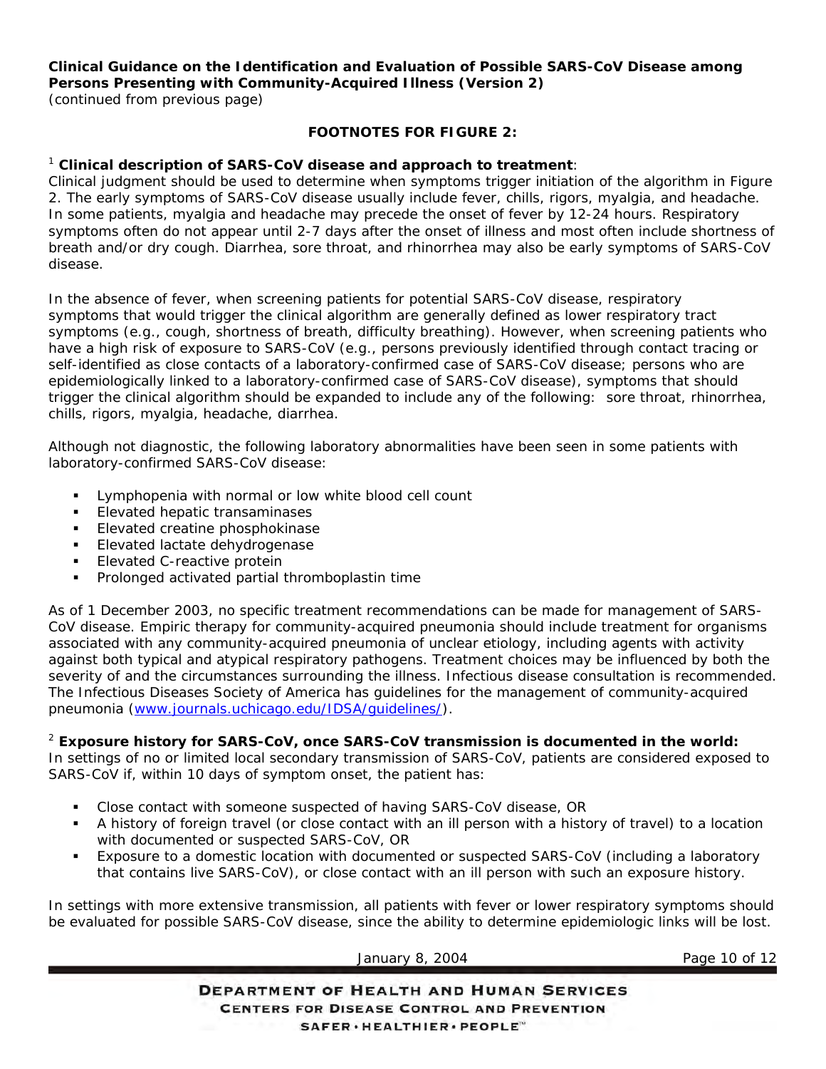**Clinical Guidance on the Identification and Evaluation of Possible SARS-CoV Disease among Persons Presenting with Community-Acquired Illness (Version 2)**
*(continued from previous page)*

## FOOTNOTES FOR FIGURE 2:

[1] **Clinical description of SARS-CoV disease and approach to treatment**:
Clinical judgment should be used to determine when symptoms trigger initiation of the algorithm in Figure 2. The early symptoms of SARS-CoV disease usually include fever, chills, rigors, myalgia, and headache. In some patients, myalgia and headache may precede the onset of fever by 12-24 hours. Respiratory symptoms often do not appear until 2-7 days after the onset of illness and most often include shortness of breath and/or dry cough. Diarrhea, sore throat, and rhinorrhea may also be early symptoms of SARS-CoV disease.

In the absence of fever, when screening patients for potential SARS-CoV disease, respiratory symptoms that would trigger the clinical algorithm are generally defined as lower respiratory tract symptoms (e.g., cough, shortness of breath, difficulty breathing). However, when screening patients who have a high risk of exposure to SARS-CoV (e.g., persons previously identified through contact tracing or self-identified as close contacts of a laboratory-confirmed case of SARS-CoV disease; persons who are epidemiologically linked to a laboratory-confirmed case of SARS-CoV disease), symptoms that should trigger the clinical algorithm should be expanded to include any of the following: sore throat, rhinorrhea, chills, rigors, myalgia, headache, diarrhea.

Although not diagnostic, the following laboratory abnormalities have been seen in some patients with laboratory-confirmed SARS-CoV disease:

- Lymphopenia with normal or low white blood cell count
- Elevated hepatic transaminases
- Elevated creatine phosphokinase
- Elevated lactate dehydrogenase
- Elevated C-reactive protein
- Prolonged activated partial thromboplastin time

As of 1 December 2003, no specific treatment recommendations can be made for management of SARS-CoV disease. Empiric therapy for community-acquired pneumonia should include treatment for organisms associated with any community-acquired pneumonia of unclear etiology, including agents with activity against both typical and atypical respiratory pathogens. Treatment choices may be influenced by both the severity of and the circumstances surrounding the illness. Infectious disease consultation is recommended. The Infectious Diseases Society of America has guidelines for the management of community-acquired pneumonia (www.journals.uchicago.edu/IDSA/guidelines/).

[2] **Exposure history for SARS-CoV, once SARS-CoV transmission is documented in the world:**
In settings of no or limited local secondary transmission of SARS-CoV, patients are considered exposed to SARS-CoV if, within 10 days of symptom onset, the patient has:

- Close contact with someone suspected of having SARS-CoV disease, OR
- A history of foreign travel (or close contact with an ill person with a history of travel) to a location with documented or suspected SARS-CoV, OR
- Exposure to a domestic location with documented or suspected SARS-CoV (including a laboratory that contains live SARS-CoV), or close contact with an ill person with such an exposure history.

In settings with more extensive transmission, all patients with fever or lower respiratory symptoms should be evaluated for possible SARS-CoV disease, since the ability to determine epidemiologic links will be lost.

January 8, 2004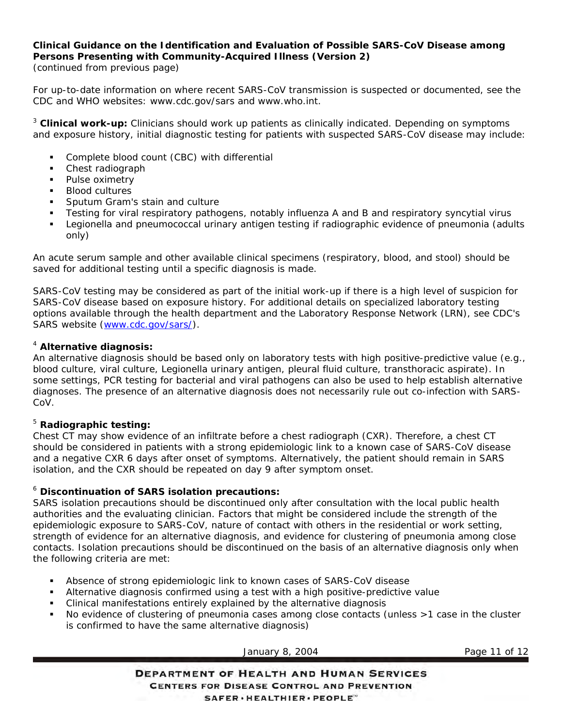**Clinical Guidance on the Identification and Evaluation of Possible SARS-CoV Disease among Persons Presenting with Community-Acquired Illness (Version 2)**
*(continued from previous page)*

For up-to-date information on where recent SARS-CoV transmission is suspected or documented, see the CDC and WHO websites: www.cdc.gov/sars and www.who.int.

[3] **Clinical work-up:** Clinicians should work up patients as clinically indicated. Depending on symptoms and exposure history, initial diagnostic testing for patients with suspected SARS-CoV disease may include:

- Complete blood count (CBC) with differential
- Chest radiograph
- Pulse oximetry
- Blood cultures
- Sputum Gram's stain and culture
- Testing for viral respiratory pathogens, notably influenza A and B and respiratory syncytial virus
- Legionella and pneumococcal urinary antigen testing if radiographic evidence of pneumonia (adults only)

An acute serum sample and other available clinical specimens (respiratory, blood, and stool) should be saved for additional testing until a specific diagnosis is made.

SARS-CoV testing may be considered as part of the initial work-up if there is a high level of suspicion for SARS-CoV disease based on exposure history. For additional details on specialized laboratory testing options available through the health department and the Laboratory Response Network (LRN), see CDC's SARS website (www.cdc.gov/sars/).

[4] **Alternative diagnosis:**
An alternative diagnosis should be based only on laboratory tests with high positive-predictive value (e.g., blood culture, viral culture, Legionella urinary antigen, pleural fluid culture, transthoracic aspirate). In some settings, PCR testing for bacterial and viral pathogens can also be used to help establish alternative diagnoses. The presence of an alternative diagnosis does not necessarily rule out co-infection with SARS-CoV.

[5] **Radiographic testing:**
Chest CT may show evidence of an infiltrate before a chest radiograph (CXR). Therefore, a chest CT should be considered in patients with a strong epidemiologic link to a known case of SARS-CoV disease and a negative CXR 6 days after onset of symptoms. Alternatively, the patient should remain in SARS isolation, and the CXR should be repeated on day 9 after symptom onset.

[6] **Discontinuation of SARS isolation precautions:**
SARS isolation precautions should be discontinued only after consultation with the local public health authorities and the evaluating clinician. Factors that might be considered include the strength of the epidemiologic exposure to SARS-CoV, nature of contact with others in the residential or work setting, strength of evidence for an alternative diagnosis, and evidence for clustering of pneumonia among close contacts. Isolation precautions should be discontinued on the basis of an alternative diagnosis only when the following criteria are met:

- Absence of strong epidemiologic link to known cases of SARS-CoV disease
- Alternative diagnosis confirmed using a test with a high positive-predictive value
- Clinical manifestations entirely explained by the alternative diagnosis
- No evidence of clustering of pneumonia cases among close contacts (unless >1 case in the cluster is confirmed to have the same alternative diagnosis)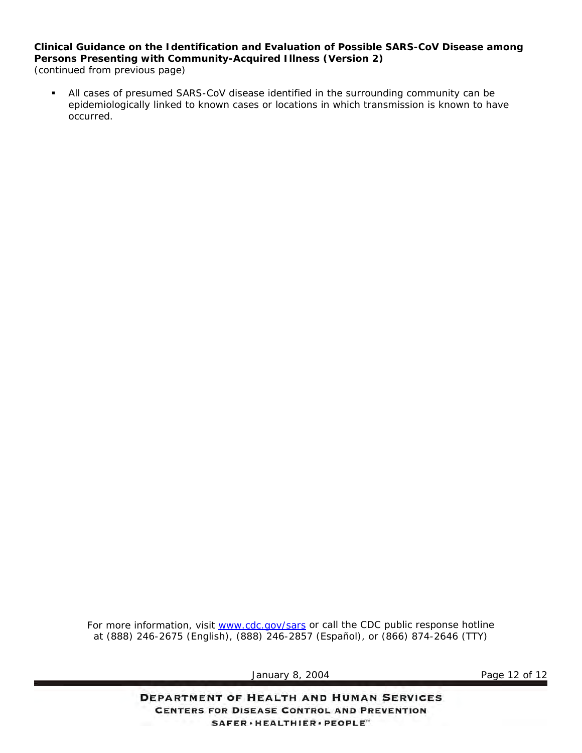- All cases of presumed SARS-CoV disease identified in the surrounding community can be epidemiologically linked to known cases or locations in which transmission is known to have occurred.

For more information, visit www.cdc.gov/sars or call the CDC public response hotline at (888) 246-2675 (English), (888) 246-2857 (Español), or (866) 874-2646 (TTY)